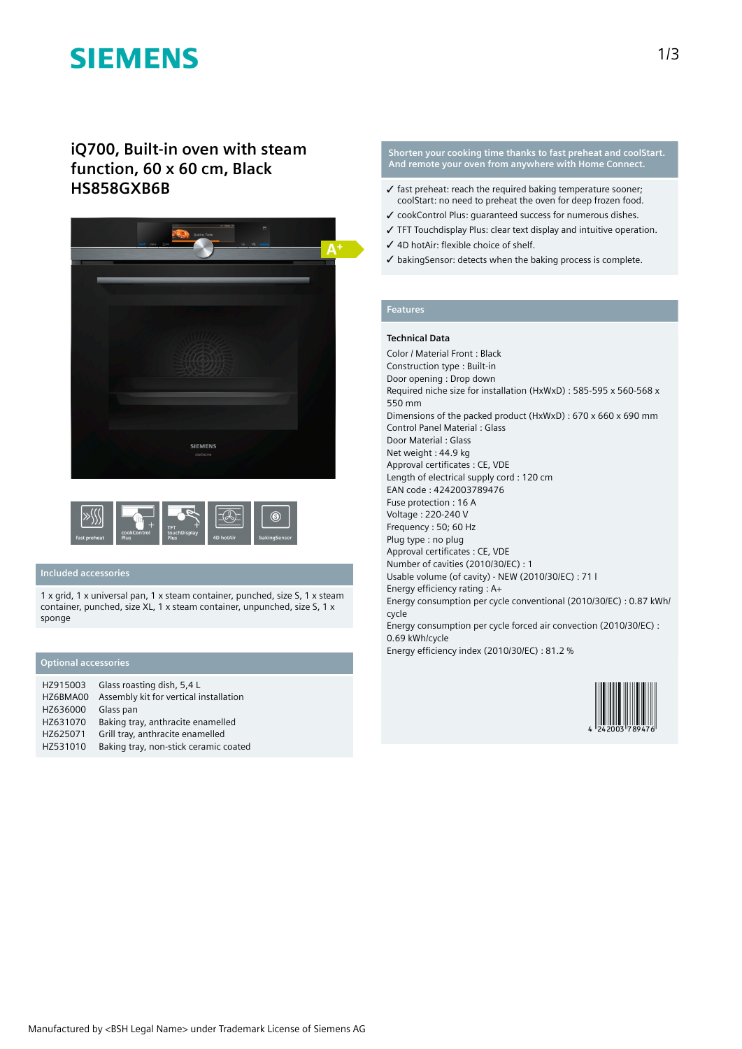SIEMENS

# iQ700, Built-in oven with steam function, 60 x 60 cm, Black HS858GXB6B

fast preheat | cookControl Plus | TFT touchDisplay Plus | 4D hotAir | bakingSensor

## Included accessories

1 x grid, 1 x universal pan, 1 x steam container, punched, size S, 1 x steam container, punched, size XL, 1 x steam container, unpunched, size S, 1 x sponge

## Optional accessories

| | |
|---|---|
| HZ915003 | Glass roasting dish, 5,4 L |
| HZ6BMA00 | Assembly kit for vertical installation |
| HZ636000 | Glass pan |
| HZ631070 | Baking tray, anthracite enamelled |
| HZ625071 | Grill tray, anthracite enamelled |
| HZ531010 | Baking tray, non-stick ceramic coated |

**Shorten your cooking time thanks to fast preheat and coolStart. And remote your oven from anywhere with Home Connect.**

- ✓ fast preheat: reach the required baking temperature sooner; coolStart: no need to preheat the oven for deep frozen food.
- ✓ cookControl Plus: guaranteed success for numerous dishes.
- ✓ TFT Touchdisplay Plus: clear text display and intuitive operation.
- ✓ 4D hotAir: flexible choice of shelf.
- ✓ bakingSensor: detects when the baking process is complete.

## Features

### Technical Data

Color / Material Front : Black
Construction type : Built-in
Door opening : Drop down
Required niche size for installation (HxWxD) : 585-595 x 560-568 x 550 mm
Dimensions of the packed product (HxWxD) : 670 x 660 x 690 mm
Control Panel Material : Glass
Door Material : Glass
Net weight : 44.9 kg
Approval certificates : CE, VDE
Length of electrical supply cord : 120 cm
EAN code : 4242003789476
Fuse protection : 16 A
Voltage : 220-240 V
Frequency : 50; 60 Hz
Plug type : no plug
Approval certificates : CE, VDE
Number of cavities (2010/30/EC) : 1
Usable volume (of cavity) - NEW (2010/30/EC) : 71 l
Energy efficiency rating : A+
Energy consumption per cycle conventional (2010/30/EC) : 0.87 kWh/cycle
Energy consumption per cycle forced air convection (2010/30/EC) : 0.69 kWh/cycle
Energy efficiency index (2010/30/EC) : 81.2 %

4 242003 789476

Manufactured by <BSH Legal Name> under Trademark License of Siemens AG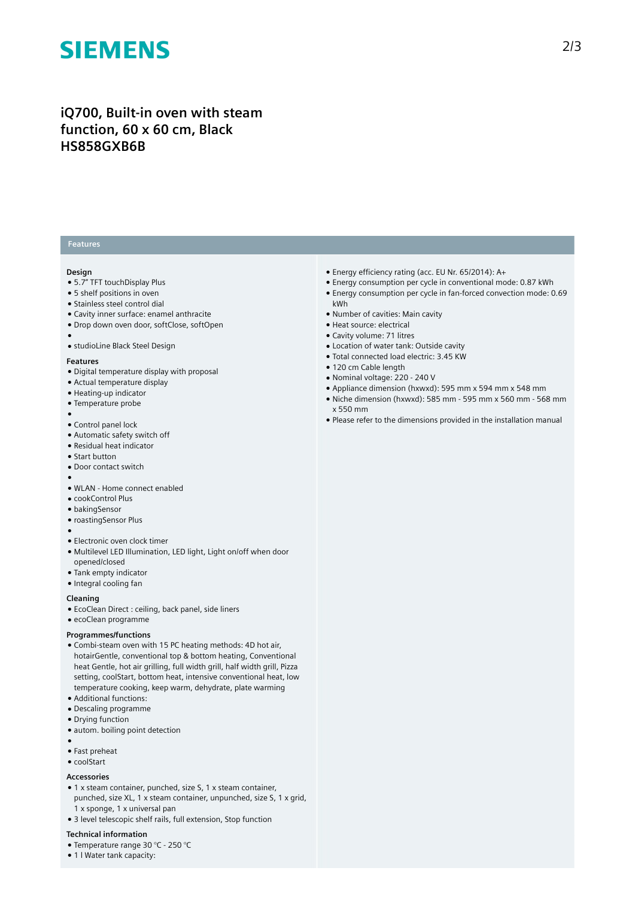# iQ700, Built-in oven with steam function, 60 x 60 cm, Black
# HS858GXB6B

## Features

### Design

- 5.7" TFT touchDisplay Plus
- 5 shelf positions in oven
- Stainless steel control dial
- Cavity inner surface: enamel anthracite
- Drop down oven door, softClose, softOpen
- 
- studioLine Black Steel Design

### Features

- Digital temperature display with proposal
- Actual temperature display
- Heating-up indicator
- Temperature probe
- 
- Control panel lock
- Automatic safety switch off
- Residual heat indicator
- Start button
- Door contact switch
- 
- WLAN - Home connect enabled
- cookControl Plus
- bakingSensor
- roastingSensor Plus
- 
- Electronic oven clock timer
- Multilevel LED Illumination, LED light, Light on/off when door opened/closed
- Tank empty indicator
- Integral cooling fan

### Cleaning

- EcoClean Direct : ceiling, back panel, side liners
- ecoClean programme

### Programmes/functions

- Combi-steam oven with 15 PC heating methods: 4D hot air, hotairGentle, conventional top & bottom heating, Conventional heat Gentle, hot air grilling, full width grill, half width grill, Pizza setting, coolStart, bottom heat, intensive conventional heat, low temperature cooking, keep warm, dehydrate, plate warming
- Additional functions:
- Descaling programme
- Drying function
- autom. boiling point detection
- 
- Fast preheat
- coolStart

### Accessories

- 1 x steam container, punched, size S, 1 x steam container, punched, size XL, 1 x steam container, unpunched, size S, 1 x grid, 1 x sponge, 1 x universal pan
- 3 level telescopic shelf rails, full extension, Stop function

### Technical information

- Temperature range 30 °C - 250 °C
- 1 l Water tank capacity:
- Energy efficiency rating (acc. EU Nr. 65/2014): A+
- Energy consumption per cycle in conventional mode: 0.87 kWh
- Energy consumption per cycle in fan-forced convection mode: 0.69 kWh
- Number of cavities: Main cavity
- Heat source: electrical
- Cavity volume: 71 litres
- Location of water tank: Outside cavity
- Total connected load electric: 3.45 KW
- 120 cm Cable length
- Nominal voltage: 220 - 240 V
- Appliance dimension (hxwxd): 595 mm x 594 mm x 548 mm
- Niche dimension (hxwxd): 585 mm - 595 mm x 560 mm - 568 mm x 550 mm
- Please refer to the dimensions provided in the installation manual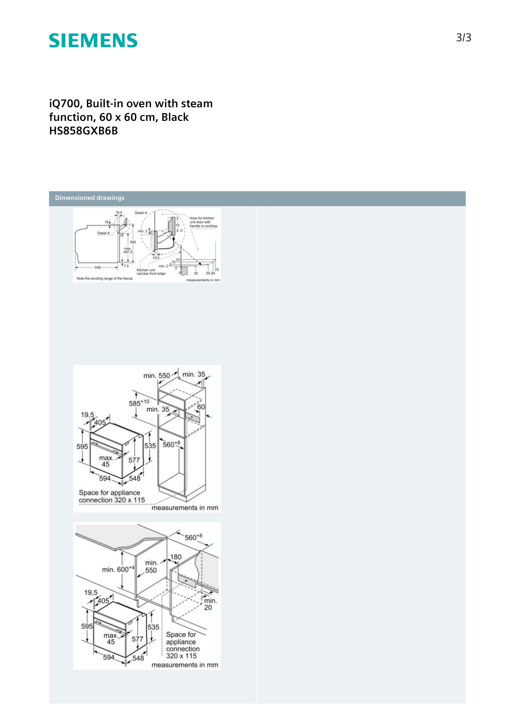## iQ700, Built-in oven with steam function, 60 x 60 cm, Black
## HS858GXB6B

### Dimensioned drawings

Detail A

Area for kitchen unit door with handle or worktop

Kitchen unit carcass front edge

Note the pivoting range of the fascia.

measurements in mm

Space for appliance connection 320 x 115

measurements in mm

Space for appliance connection 320 x 115

measurements in mm